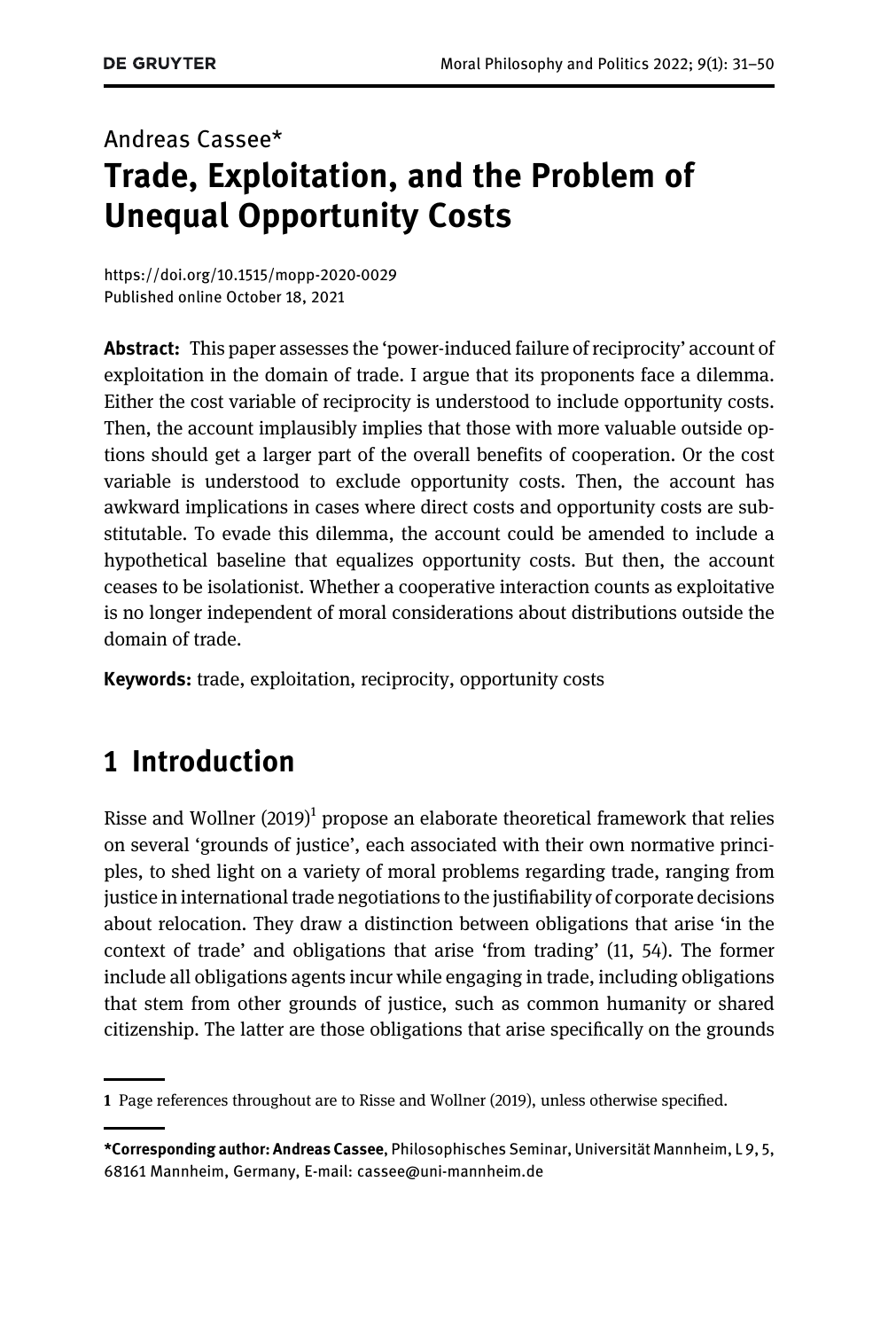Andreas Cassee*

# Trade, Exploitation, and the Problem of Unequal Opportunity Costs

https://doi.org/10.1515/mopp-2020-0029
Published online October 18, 2021

**Abstract:** This paper assesses the 'power-induced failure of reciprocity' account of exploitation in the domain of trade. I argue that its proponents face a dilemma. Either the cost variable of reciprocity is understood to include opportunity costs. Then, the account implausibly implies that those with more valuable outside options should get a larger part of the overall benefits of cooperation. Or the cost variable is understood to exclude opportunity costs. Then, the account has awkward implications in cases where direct costs and opportunity costs are substitutable. To evade this dilemma, the account could be amended to include a hypothetical baseline that equalizes opportunity costs. But then, the account ceases to be isolationist. Whether a cooperative interaction counts as exploitative is no longer independent of moral considerations about distributions outside the domain of trade.

**Keywords:** trade, exploitation, reciprocity, opportunity costs

## 1 Introduction

Risse and Wollner (2019)[1] propose an elaborate theoretical framework that relies on several 'grounds of justice', each associated with their own normative principles, to shed light on a variety of moral problems regarding trade, ranging from justice in international trade negotiations to the justifiability of corporate decisions about relocation. They draw a distinction between obligations that arise 'in the context of trade' and obligations that arise 'from trading' (11, 54). The former include all obligations agents incur while engaging in trade, including obligations that stem from other grounds of justice, such as common humanity or shared citizenship. The latter are those obligations that arise specifically on the grounds

---

1 Page references throughout are to Risse and Wollner (2019), unless otherwise specified.

***Corresponding author: Andreas Cassee**, Philosophisches Seminar, Universität Mannheim, L 9, 5, 68161 Mannheim, Germany, E-mail: cassee@uni-mannheim.de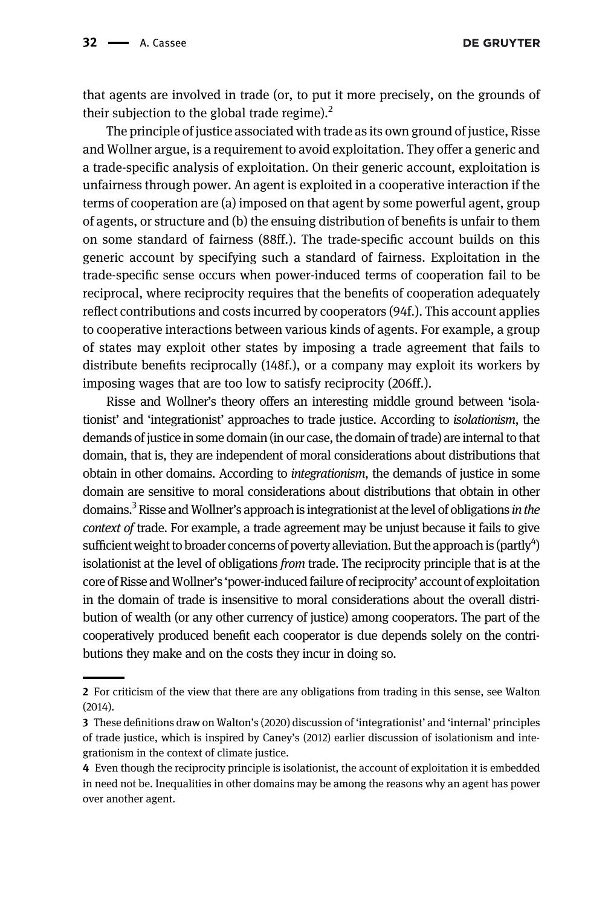that agents are involved in trade (or, to put it more precisely, on the grounds of their subjection to the global trade regime).[2]

The principle of justice associated with trade as its own ground of justice, Risse and Wollner argue, is a requirement to avoid exploitation. They offer a generic and a trade-specific analysis of exploitation. On their generic account, exploitation is unfairness through power. An agent is exploited in a cooperative interaction if the terms of cooperation are (a) imposed on that agent by some powerful agent, group of agents, or structure and (b) the ensuing distribution of benefits is unfair to them on some standard of fairness (88ff.). The trade-specific account builds on this generic account by specifying such a standard of fairness. Exploitation in the trade-specific sense occurs when power-induced terms of cooperation fail to be reciprocal, where reciprocity requires that the benefits of cooperation adequately reflect contributions and costs incurred by cooperators (94f.). This account applies to cooperative interactions between various kinds of agents. For example, a group of states may exploit other states by imposing a trade agreement that fails to distribute benefits reciprocally (148f.), or a company may exploit its workers by imposing wages that are too low to satisfy reciprocity (206ff.).

Risse and Wollner's theory offers an interesting middle ground between 'isolationist' and 'integrationist' approaches to trade justice. According to *isolationism*, the demands of justice in some domain (in our case, the domain of trade) are internal to that domain, that is, they are independent of moral considerations about distributions that obtain in other domains. According to *integrationism*, the demands of justice in some domain are sensitive to moral considerations about distributions that obtain in other domains.[3] Risse and Wollner's approach is integrationist at the level of obligations *in the context of* trade. For example, a trade agreement may be unjust because it fails to give sufficient weight to broader concerns of poverty alleviation. But the approach is (partly[4]) isolationist at the level of obligations *from* trade. The reciprocity principle that is at the core of Risse and Wollner's 'power-induced failure of reciprocity' account of exploitation in the domain of trade is insensitive to moral considerations about the overall distribution of wealth (or any other currency of justice) among cooperators. The part of the cooperatively produced benefit each cooperator is due depends solely on the contributions they make and on the costs they incur in doing so.

---

2 For criticism of the view that there are any obligations from trading in this sense, see Walton (2014).

3 These definitions draw on Walton's (2020) discussion of 'integrationist' and 'internal' principles of trade justice, which is inspired by Caney's (2012) earlier discussion of isolationism and integrationism in the context of climate justice.

4 Even though the reciprocity principle is isolationist, the account of exploitation it is embedded in need not be. Inequalities in other domains may be among the reasons why an agent has power over another agent.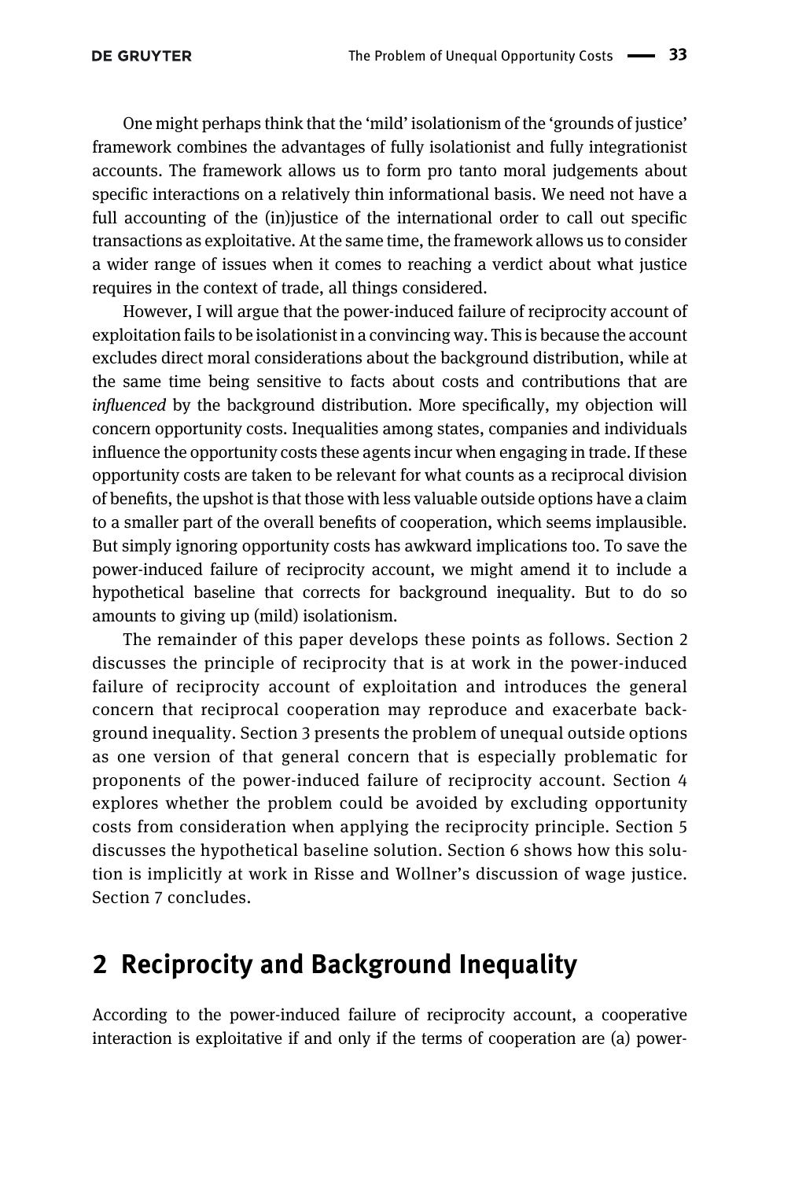One might perhaps think that the 'mild' isolationism of the 'grounds of justice' framework combines the advantages of fully isolationist and fully integrationist accounts. The framework allows us to form pro tanto moral judgements about specific interactions on a relatively thin informational basis. We need not have a full accounting of the (in)justice of the international order to call out specific transactions as exploitative. At the same time, the framework allows us to consider a wider range of issues when it comes to reaching a verdict about what justice requires in the context of trade, all things considered.

However, I will argue that the power-induced failure of reciprocity account of exploitation fails to be isolationist in a convincing way. This is because the account excludes direct moral considerations about the background distribution, while at the same time being sensitive to facts about costs and contributions that are *influenced* by the background distribution. More specifically, my objection will concern opportunity costs. Inequalities among states, companies and individuals influence the opportunity costs these agents incur when engaging in trade. If these opportunity costs are taken to be relevant for what counts as a reciprocal division of benefits, the upshot is that those with less valuable outside options have a claim to a smaller part of the overall benefits of cooperation, which seems implausible. But simply ignoring opportunity costs has awkward implications too. To save the power-induced failure of reciprocity account, we might amend it to include a hypothetical baseline that corrects for background inequality. But to do so amounts to giving up (mild) isolationism.

The remainder of this paper develops these points as follows. Section 2 discusses the principle of reciprocity that is at work in the power-induced failure of reciprocity account of exploitation and introduces the general concern that reciprocal cooperation may reproduce and exacerbate background inequality. Section 3 presents the problem of unequal outside options as one version of that general concern that is especially problematic for proponents of the power-induced failure of reciprocity account. Section 4 explores whether the problem could be avoided by excluding opportunity costs from consideration when applying the reciprocity principle. Section 5 discusses the hypothetical baseline solution. Section 6 shows how this solution is implicitly at work in Risse and Wollner's discussion of wage justice. Section 7 concludes.

## 2 Reciprocity and Background Inequality

According to the power-induced failure of reciprocity account, a cooperative interaction is exploitative if and only if the terms of cooperation are (a) power-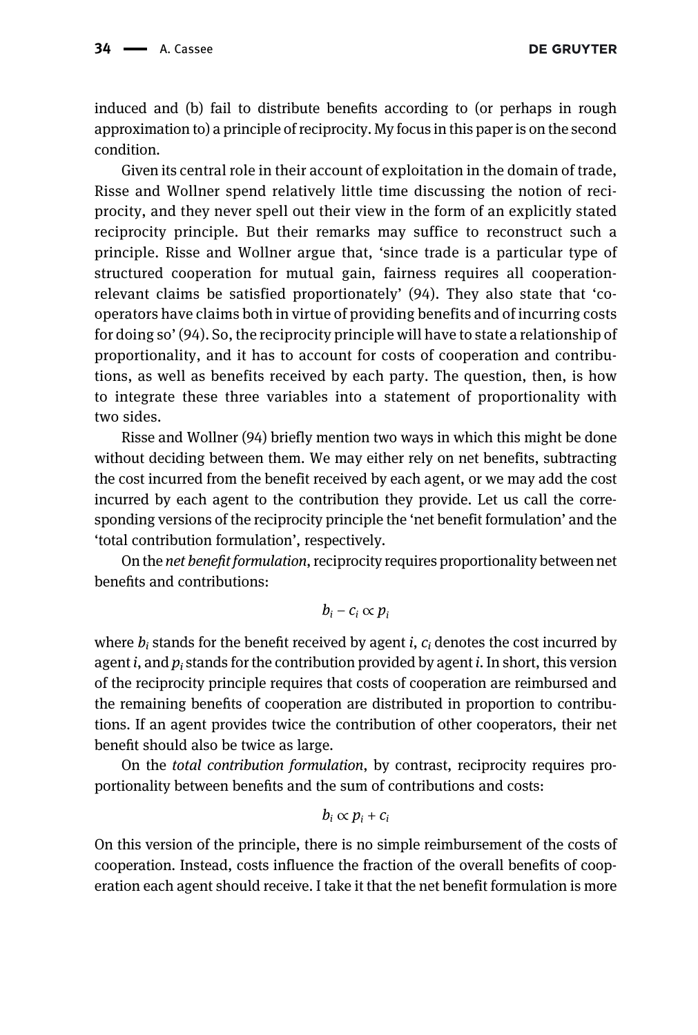induced and (b) fail to distribute benefits according to (or perhaps in rough approximation to) a principle of reciprocity. My focus in this paper is on the second condition.

Given its central role in their account of exploitation in the domain of trade, Risse and Wollner spend relatively little time discussing the notion of reciprocity, and they never spell out their view in the form of an explicitly stated reciprocity principle. But their remarks may suffice to reconstruct such a principle. Risse and Wollner argue that, 'since trade is a particular type of structured cooperation for mutual gain, fairness requires all cooperation-relevant claims be satisfied proportionately' (94). They also state that 'cooperators have claims both in virtue of providing benefits and of incurring costs for doing so' (94). So, the reciprocity principle will have to state a relationship of proportionality, and it has to account for costs of cooperation and contributions, as well as benefits received by each party. The question, then, is how to integrate these three variables into a statement of proportionality with two sides.

Risse and Wollner (94) briefly mention two ways in which this might be done without deciding between them. We may either rely on net benefits, subtracting the cost incurred from the benefit received by each agent, or we may add the cost incurred by each agent to the contribution they provide. Let us call the corresponding versions of the reciprocity principle the 'net benefit formulation' and the 'total contribution formulation', respectively.

On the *net benefit formulation*, reciprocity requires proportionality between net benefits and contributions:

$$b_i - c_i \propto p_i$$

where $b_i$ stands for the benefit received by agent $i$, $c_i$ denotes the cost incurred by agent $i$, and $p_i$ stands for the contribution provided by agent $i$. In short, this version of the reciprocity principle requires that costs of cooperation are reimbursed and the remaining benefits of cooperation are distributed in proportion to contributions. If an agent provides twice the contribution of other cooperators, their net benefit should also be twice as large.

On the *total contribution formulation*, by contrast, reciprocity requires proportionality between benefits and the sum of contributions and costs:

$$b_i \propto p_i + c_i$$

On this version of the principle, there is no simple reimbursement of the costs of cooperation. Instead, costs influence the fraction of the overall benefits of cooperation each agent should receive. I take it that the net benefit formulation is more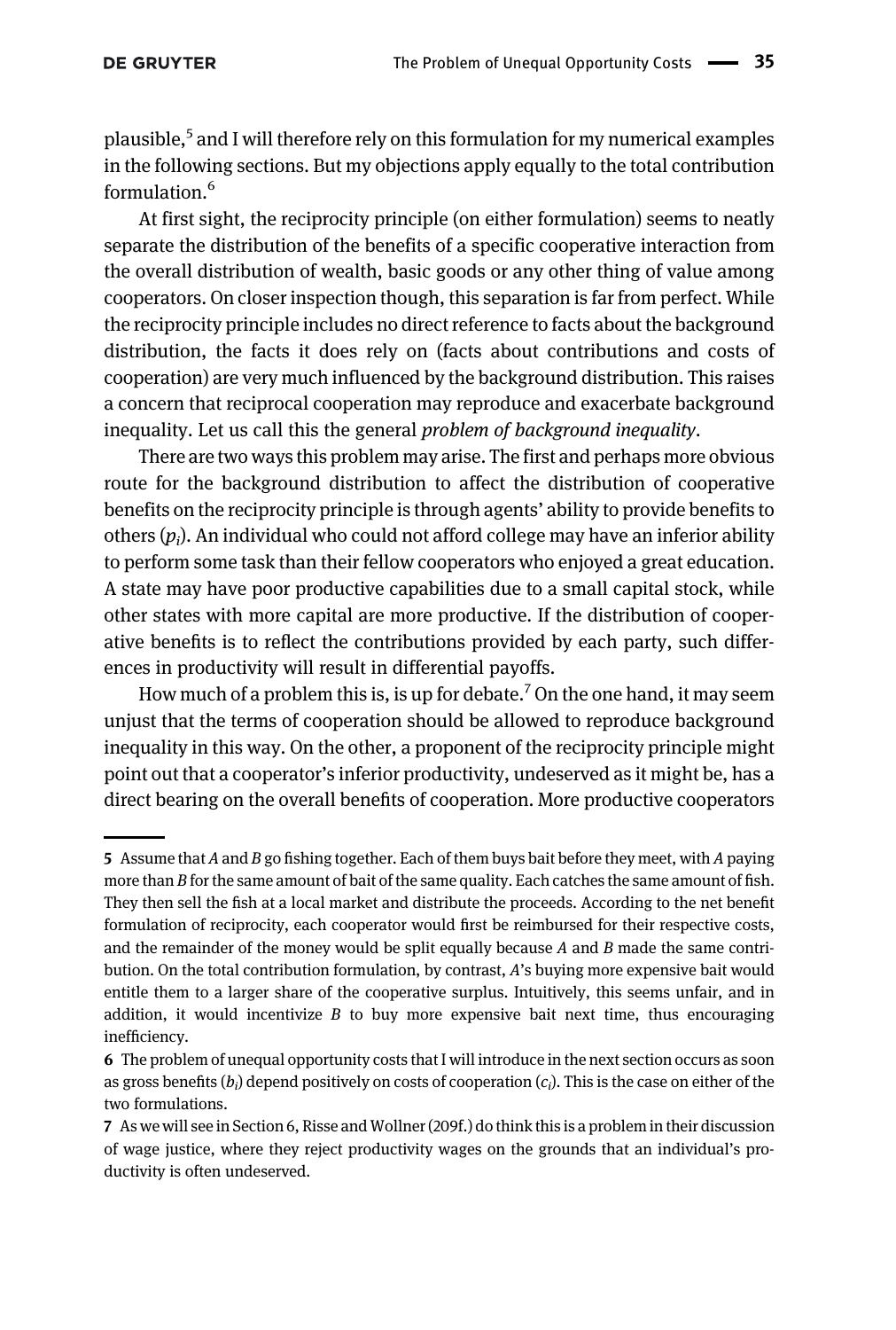plausible,[5] and I will therefore rely on this formulation for my numerical examples in the following sections. But my objections apply equally to the total contribution formulation.[6]

At first sight, the reciprocity principle (on either formulation) seems to neatly separate the distribution of the benefits of a specific cooperative interaction from the overall distribution of wealth, basic goods or any other thing of value among cooperators. On closer inspection though, this separation is far from perfect. While the reciprocity principle includes no direct reference to facts about the background distribution, the facts it does rely on (facts about contributions and costs of cooperation) are very much influenced by the background distribution. This raises a concern that reciprocal cooperation may reproduce and exacerbate background inequality. Let us call this the general *problem of background inequality*.

There are two ways this problem may arise. The first and perhaps more obvious route for the background distribution to affect the distribution of cooperative benefits on the reciprocity principle is through agents' ability to provide benefits to others ($p_i$). An individual who could not afford college may have an inferior ability to perform some task than their fellow cooperators who enjoyed a great education. A state may have poor productive capabilities due to a small capital stock, while other states with more capital are more productive. If the distribution of cooperative benefits is to reflect the contributions provided by each party, such differences in productivity will result in differential payoffs.

How much of a problem this is, is up for debate.[7] On the one hand, it may seem unjust that the terms of cooperation should be allowed to reproduce background inequality in this way. On the other, a proponent of the reciprocity principle might point out that a cooperator's inferior productivity, undeserved as it might be, has a direct bearing on the overall benefits of cooperation. More productive cooperators

---

5 Assume that *A* and *B* go fishing together. Each of them buys bait before they meet, with *A* paying more than *B* for the same amount of bait of the same quality. Each catches the same amount of fish. They then sell the fish at a local market and distribute the proceeds. According to the net benefit formulation of reciprocity, each cooperator would first be reimbursed for their respective costs, and the remainder of the money would be split equally because *A* and *B* made the same contribution. On the total contribution formulation, by contrast, *A*'s buying more expensive bait would entitle them to a larger share of the cooperative surplus. Intuitively, this seems unfair, and in addition, it would incentivize *B* to buy more expensive bait next time, thus encouraging inefficiency.

6 The problem of unequal opportunity costs that I will introduce in the next section occurs as soon as gross benefits ($b_i$) depend positively on costs of cooperation ($c_i$). This is the case on either of the two formulations.

7 As we will see in Section 6, Risse and Wollner (209f.) do think this is a problem in their discussion of wage justice, where they reject productivity wages on the grounds that an individual's productivity is often undeserved.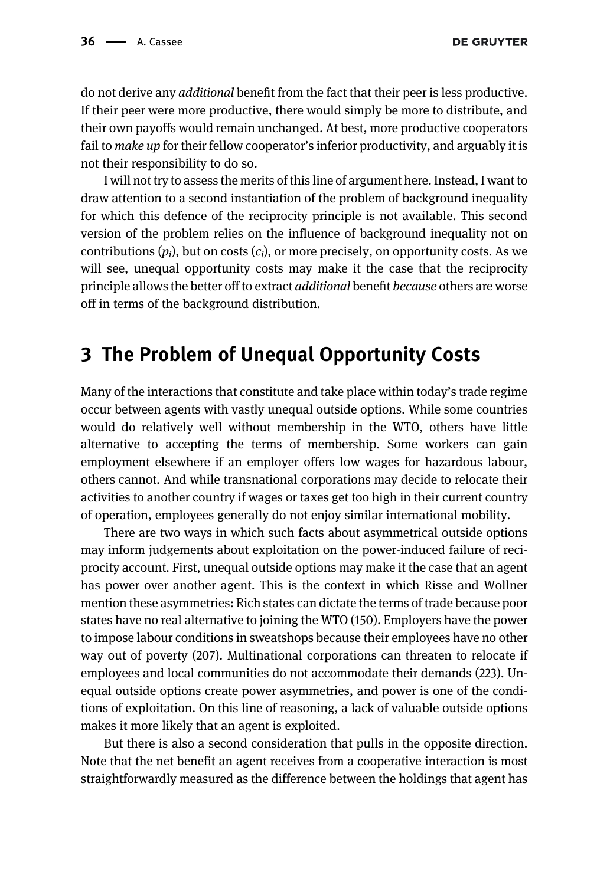do not derive any *additional* benefit from the fact that their peer is less productive. If their peer were more productive, there would simply be more to distribute, and their own payoffs would remain unchanged. At best, more productive cooperators fail to *make up* for their fellow cooperator's inferior productivity, and arguably it is not their responsibility to do so.

I will not try to assess the merits of this line of argument here. Instead, I want to draw attention to a second instantiation of the problem of background inequality for which this defence of the reciprocity principle is not available. This second version of the problem relies on the influence of background inequality not on contributions ($p_i$), but on costs ($c_i$), or more precisely, on opportunity costs. As we will see, unequal opportunity costs may make it the case that the reciprocity principle allows the better off to extract *additional* benefit *because* others are worse off in terms of the background distribution.

## 3 The Problem of Unequal Opportunity Costs

Many of the interactions that constitute and take place within today's trade regime occur between agents with vastly unequal outside options. While some countries would do relatively well without membership in the WTO, others have little alternative to accepting the terms of membership. Some workers can gain employment elsewhere if an employer offers low wages for hazardous labour, others cannot. And while transnational corporations may decide to relocate their activities to another country if wages or taxes get too high in their current country of operation, employees generally do not enjoy similar international mobility.

There are two ways in which such facts about asymmetrical outside options may inform judgements about exploitation on the power-induced failure of reciprocity account. First, unequal outside options may make it the case that an agent has power over another agent. This is the context in which Risse and Wollner mention these asymmetries: Rich states can dictate the terms of trade because poor states have no real alternative to joining the WTO (150). Employers have the power to impose labour conditions in sweatshops because their employees have no other way out of poverty (207). Multinational corporations can threaten to relocate if employees and local communities do not accommodate their demands (223). Unequal outside options create power asymmetries, and power is one of the conditions of exploitation. On this line of reasoning, a lack of valuable outside options makes it more likely that an agent is exploited.

But there is also a second consideration that pulls in the opposite direction. Note that the net benefit an agent receives from a cooperative interaction is most straightforwardly measured as the difference between the holdings that agent has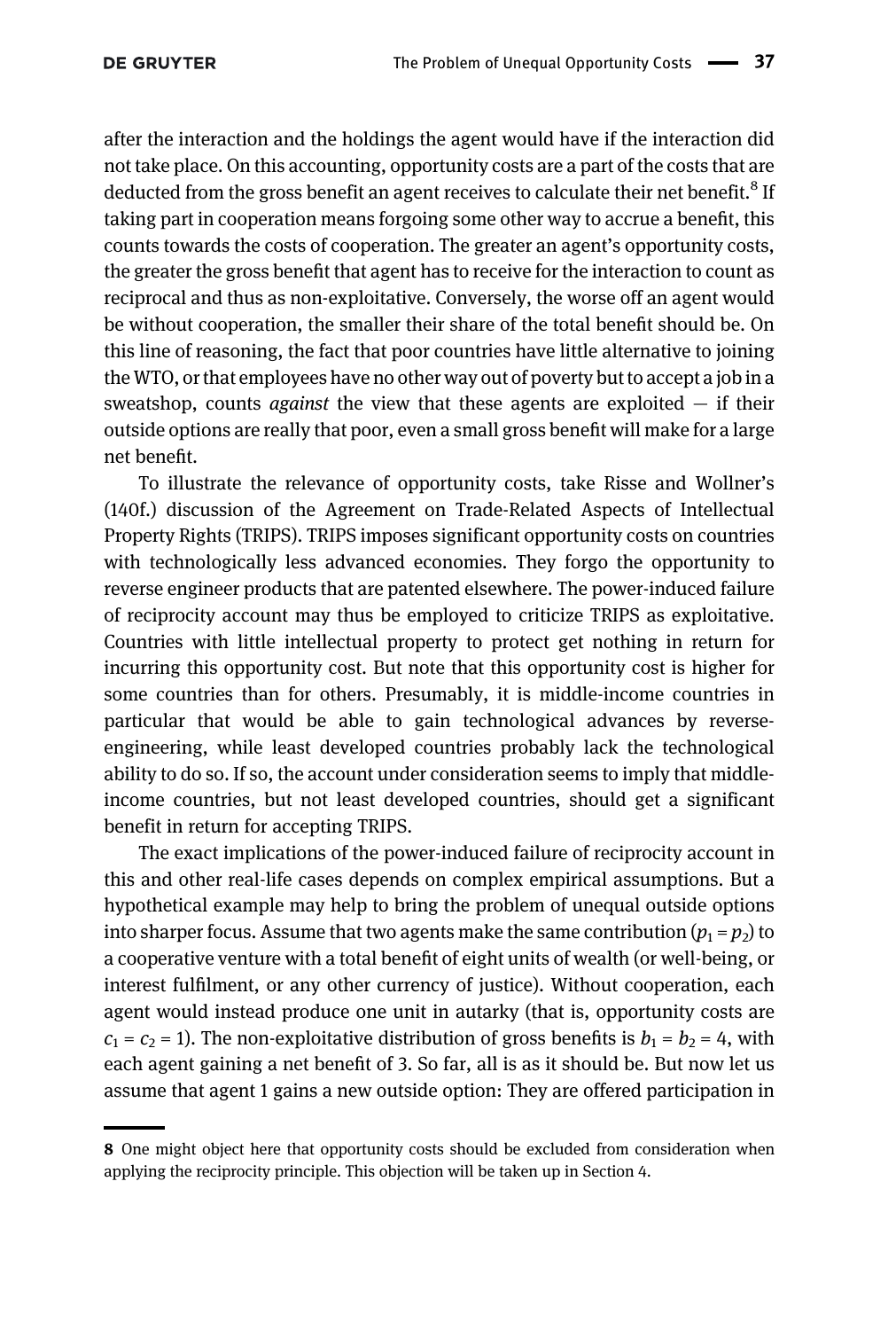after the interaction and the holdings the agent would have if the interaction did not take place. On this accounting, opportunity costs are a part of the costs that are deducted from the gross benefit an agent receives to calculate their net benefit.[8] If taking part in cooperation means forgoing some other way to accrue a benefit, this counts towards the costs of cooperation. The greater an agent's opportunity costs, the greater the gross benefit that agent has to receive for the interaction to count as reciprocal and thus as non-exploitative. Conversely, the worse off an agent would be without cooperation, the smaller their share of the total benefit should be. On this line of reasoning, the fact that poor countries have little alternative to joining the WTO, or that employees have no other way out of poverty but to accept a job in a sweatshop, counts *against* the view that these agents are exploited — if their outside options are really that poor, even a small gross benefit will make for a large net benefit.

To illustrate the relevance of opportunity costs, take Risse and Wollner's (140f.) discussion of the Agreement on Trade-Related Aspects of Intellectual Property Rights (TRIPS). TRIPS imposes significant opportunity costs on countries with technologically less advanced economies. They forgo the opportunity to reverse engineer products that are patented elsewhere. The power-induced failure of reciprocity account may thus be employed to criticize TRIPS as exploitative. Countries with little intellectual property to protect get nothing in return for incurring this opportunity cost. But note that this opportunity cost is higher for some countries than for others. Presumably, it is middle-income countries in particular that would be able to gain technological advances by reverse-engineering, while least developed countries probably lack the technological ability to do so. If so, the account under consideration seems to imply that middle-income countries, but not least developed countries, should get a significant benefit in return for accepting TRIPS.

The exact implications of the power-induced failure of reciprocity account in this and other real-life cases depends on complex empirical assumptions. But a hypothetical example may help to bring the problem of unequal outside options into sharper focus. Assume that two agents make the same contribution ($p_1 = p_2$) to a cooperative venture with a total benefit of eight units of wealth (or well-being, or interest fulfilment, or any other currency of justice). Without cooperation, each agent would instead produce one unit in autarky (that is, opportunity costs are $c_1 = c_2 = 1$). The non-exploitative distribution of gross benefits is $b_1 = b_2 = 4$, with each agent gaining a net benefit of 3. So far, all is as it should be. But now let us assume that agent 1 gains a new outside option: They are offered participation in

8 One might object here that opportunity costs should be excluded from consideration when applying the reciprocity principle. This objection will be taken up in Section 4.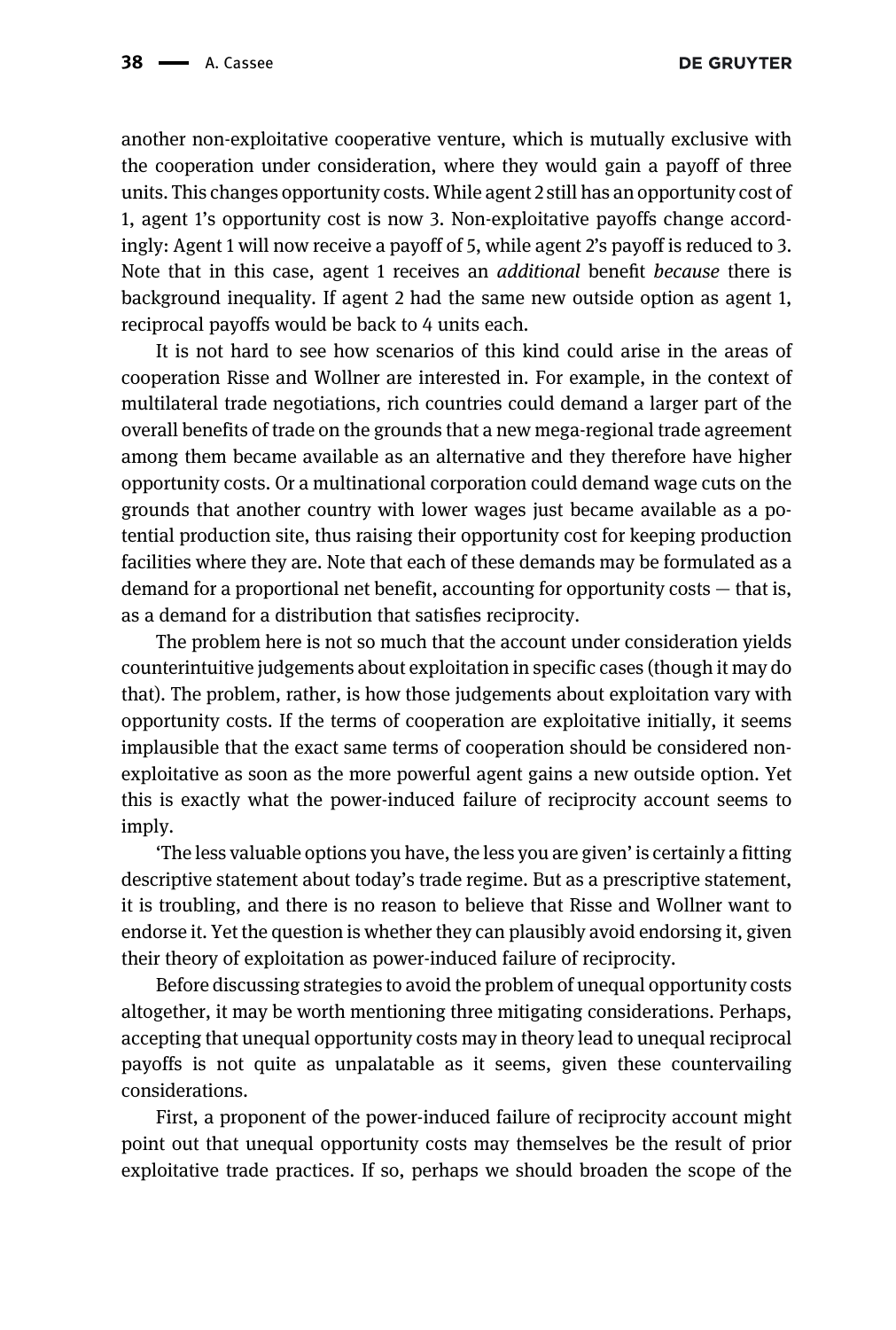another non-exploitative cooperative venture, which is mutually exclusive with the cooperation under consideration, where they would gain a payoff of three units. This changes opportunity costs. While agent 2 still has an opportunity cost of 1, agent 1's opportunity cost is now 3. Non-exploitative payoffs change accordingly: Agent 1 will now receive a payoff of 5, while agent 2's payoff is reduced to 3. Note that in this case, agent 1 receives an *additional* benefit *because* there is background inequality. If agent 2 had the same new outside option as agent 1, reciprocal payoffs would be back to 4 units each.

It is not hard to see how scenarios of this kind could arise in the areas of cooperation Risse and Wollner are interested in. For example, in the context of multilateral trade negotiations, rich countries could demand a larger part of the overall benefits of trade on the grounds that a new mega-regional trade agreement among them became available as an alternative and they therefore have higher opportunity costs. Or a multinational corporation could demand wage cuts on the grounds that another country with lower wages just became available as a potential production site, thus raising their opportunity cost for keeping production facilities where they are. Note that each of these demands may be formulated as a demand for a proportional net benefit, accounting for opportunity costs — that is, as a demand for a distribution that satisfies reciprocity.

The problem here is not so much that the account under consideration yields counterintuitive judgements about exploitation in specific cases (though it may do that). The problem, rather, is how those judgements about exploitation vary with opportunity costs. If the terms of cooperation are exploitative initially, it seems implausible that the exact same terms of cooperation should be considered non-exploitative as soon as the more powerful agent gains a new outside option. Yet this is exactly what the power-induced failure of reciprocity account seems to imply.

'The less valuable options you have, the less you are given' is certainly a fitting descriptive statement about today's trade regime. But as a prescriptive statement, it is troubling, and there is no reason to believe that Risse and Wollner want to endorse it. Yet the question is whether they can plausibly avoid endorsing it, given their theory of exploitation as power-induced failure of reciprocity.

Before discussing strategies to avoid the problem of unequal opportunity costs altogether, it may be worth mentioning three mitigating considerations. Perhaps, accepting that unequal opportunity costs may in theory lead to unequal reciprocal payoffs is not quite as unpalatable as it seems, given these countervailing considerations.

First, a proponent of the power-induced failure of reciprocity account might point out that unequal opportunity costs may themselves be the result of prior exploitative trade practices. If so, perhaps we should broaden the scope of the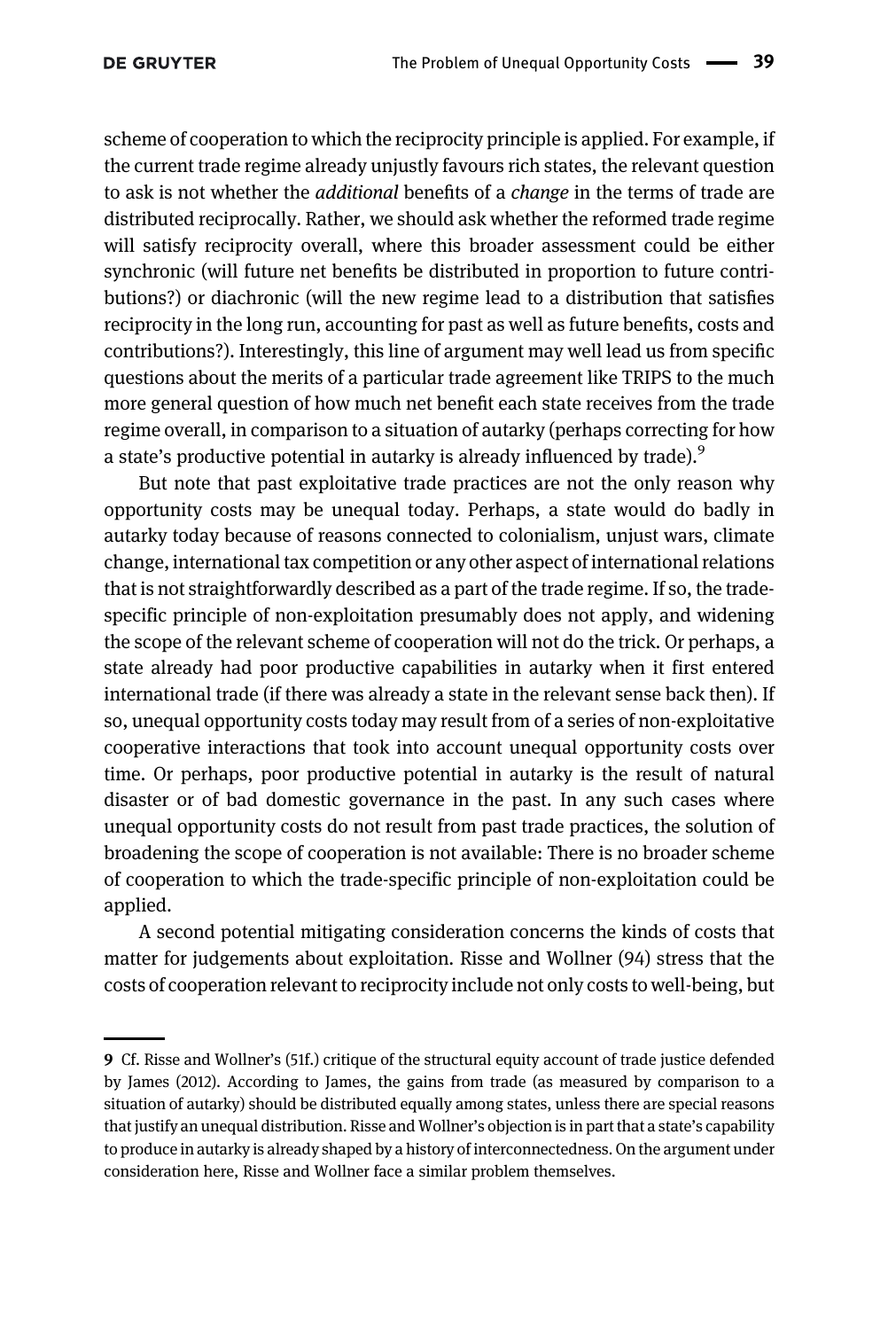scheme of cooperation to which the reciprocity principle is applied. For example, if the current trade regime already unjustly favours rich states, the relevant question to ask is not whether the *additional* benefits of a *change* in the terms of trade are distributed reciprocally. Rather, we should ask whether the reformed trade regime will satisfy reciprocity overall, where this broader assessment could be either synchronic (will future net benefits be distributed in proportion to future contributions?) or diachronic (will the new regime lead to a distribution that satisfies reciprocity in the long run, accounting for past as well as future benefits, costs and contributions?). Interestingly, this line of argument may well lead us from specific questions about the merits of a particular trade agreement like TRIPS to the much more general question of how much net benefit each state receives from the trade regime overall, in comparison to a situation of autarky (perhaps correcting for how a state's productive potential in autarky is already influenced by trade).[9]

But note that past exploitative trade practices are not the only reason why opportunity costs may be unequal today. Perhaps, a state would do badly in autarky today because of reasons connected to colonialism, unjust wars, climate change, international tax competition or any other aspect of international relations that is not straightforwardly described as a part of the trade regime. If so, the trade-specific principle of non-exploitation presumably does not apply, and widening the scope of the relevant scheme of cooperation will not do the trick. Or perhaps, a state already had poor productive capabilities in autarky when it first entered international trade (if there was already a state in the relevant sense back then). If so, unequal opportunity costs today may result from of a series of non-exploitative cooperative interactions that took into account unequal opportunity costs over time. Or perhaps, poor productive potential in autarky is the result of natural disaster or of bad domestic governance in the past. In any such cases where unequal opportunity costs do not result from past trade practices, the solution of broadening the scope of cooperation is not available: There is no broader scheme of cooperation to which the trade-specific principle of non-exploitation could be applied.

A second potential mitigating consideration concerns the kinds of costs that matter for judgements about exploitation. Risse and Wollner (94) stress that the costs of cooperation relevant to reciprocity include not only costs to well-being, but

---

9 Cf. Risse and Wollner's (51f.) critique of the structural equity account of trade justice defended by James (2012). According to James, the gains from trade (as measured by comparison to a situation of autarky) should be distributed equally among states, unless there are special reasons that justify an unequal distribution. Risse and Wollner's objection is in part that a state's capability to produce in autarky is already shaped by a history of interconnectedness. On the argument under consideration here, Risse and Wollner face a similar problem themselves.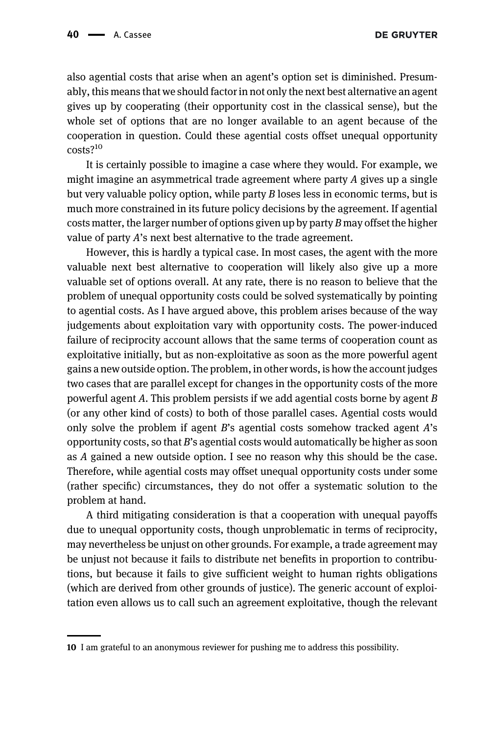also agential costs that arise when an agent's option set is diminished. Presumably, this means that we should factor in not only the next best alternative an agent gives up by cooperating (their opportunity cost in the classical sense), but the whole set of options that are no longer available to an agent because of the cooperation in question. Could these agential costs offset unequal opportunity costs?[10]

It is certainly possible to imagine a case where they would. For example, we might imagine an asymmetrical trade agreement where party *A* gives up a single but very valuable policy option, while party *B* loses less in economic terms, but is much more constrained in its future policy decisions by the agreement. If agential costs matter, the larger number of options given up by party *B* may offset the higher value of party *A*'s next best alternative to the trade agreement.

However, this is hardly a typical case. In most cases, the agent with the more valuable next best alternative to cooperation will likely also give up a more valuable set of options overall. At any rate, there is no reason to believe that the problem of unequal opportunity costs could be solved systematically by pointing to agential costs. As I have argued above, this problem arises because of the way judgements about exploitation vary with opportunity costs. The power-induced failure of reciprocity account allows that the same terms of cooperation count as exploitative initially, but as non-exploitative as soon as the more powerful agent gains a new outside option. The problem, in other words, is how the account judges two cases that are parallel except for changes in the opportunity costs of the more powerful agent *A*. This problem persists if we add agential costs borne by agent *B* (or any other kind of costs) to both of those parallel cases. Agential costs would only solve the problem if agent *B*'s agential costs somehow tracked agent *A*'s opportunity costs, so that *B*'s agential costs would automatically be higher as soon as *A* gained a new outside option. I see no reason why this should be the case. Therefore, while agential costs may offset unequal opportunity costs under some (rather specific) circumstances, they do not offer a systematic solution to the problem at hand.

A third mitigating consideration is that a cooperation with unequal payoffs due to unequal opportunity costs, though unproblematic in terms of reciprocity, may nevertheless be unjust on other grounds. For example, a trade agreement may be unjust not because it fails to distribute net benefits in proportion to contributions, but because it fails to give sufficient weight to human rights obligations (which are derived from other grounds of justice). The generic account of exploitation even allows us to call such an agreement exploitative, though the relevant

---

10 I am grateful to an anonymous reviewer for pushing me to address this possibility.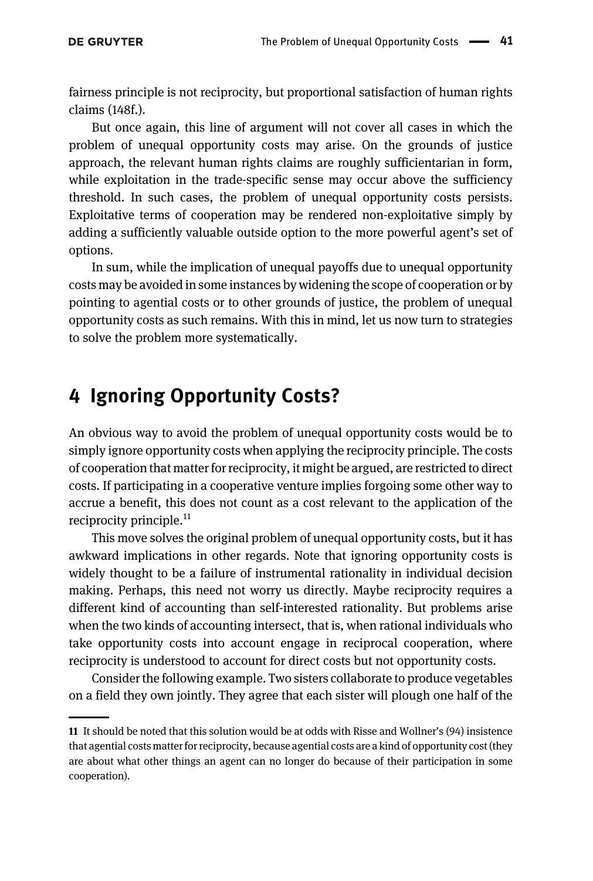fairness principle is not reciprocity, but proportional satisfaction of human rights claims (148f.).

But once again, this line of argument will not cover all cases in which the problem of unequal opportunity costs may arise. On the grounds of justice approach, the relevant human rights claims are roughly sufficientarian in form, while exploitation in the trade-specific sense may occur above the sufficiency threshold. In such cases, the problem of unequal opportunity costs persists. Exploitative terms of cooperation may be rendered non-exploitative simply by adding a sufficiently valuable outside option to the more powerful agent's set of options.

In sum, while the implication of unequal payoffs due to unequal opportunity costs may be avoided in some instances by widening the scope of cooperation or by pointing to agential costs or to other grounds of justice, the problem of unequal opportunity costs as such remains. With this in mind, let us now turn to strategies to solve the problem more systematically.

## 4 Ignoring Opportunity Costs?

An obvious way to avoid the problem of unequal opportunity costs would be to simply ignore opportunity costs when applying the reciprocity principle. The costs of cooperation that matter for reciprocity, it might be argued, are restricted to direct costs. If participating in a cooperative venture implies forgoing some other way to accrue a benefit, this does not count as a cost relevant to the application of the reciprocity principle.[11]

This move solves the original problem of unequal opportunity costs, but it has awkward implications in other regards. Note that ignoring opportunity costs is widely thought to be a failure of instrumental rationality in individual decision making. Perhaps, this need not worry us directly. Maybe reciprocity requires a different kind of accounting than self-interested rationality. But problems arise when the two kinds of accounting intersect, that is, when rational individuals who take opportunity costs into account engage in reciprocal cooperation, where reciprocity is understood to account for direct costs but not opportunity costs.

Consider the following example. Two sisters collaborate to produce vegetables on a field they own jointly. They agree that each sister will plough one half of the

[11] It should be noted that this solution would be at odds with Risse and Wollner's (94) insistence that agential costs matter for reciprocity, because agential costs are a kind of opportunity cost (they are about what other things an agent can no longer do because of their participation in some cooperation).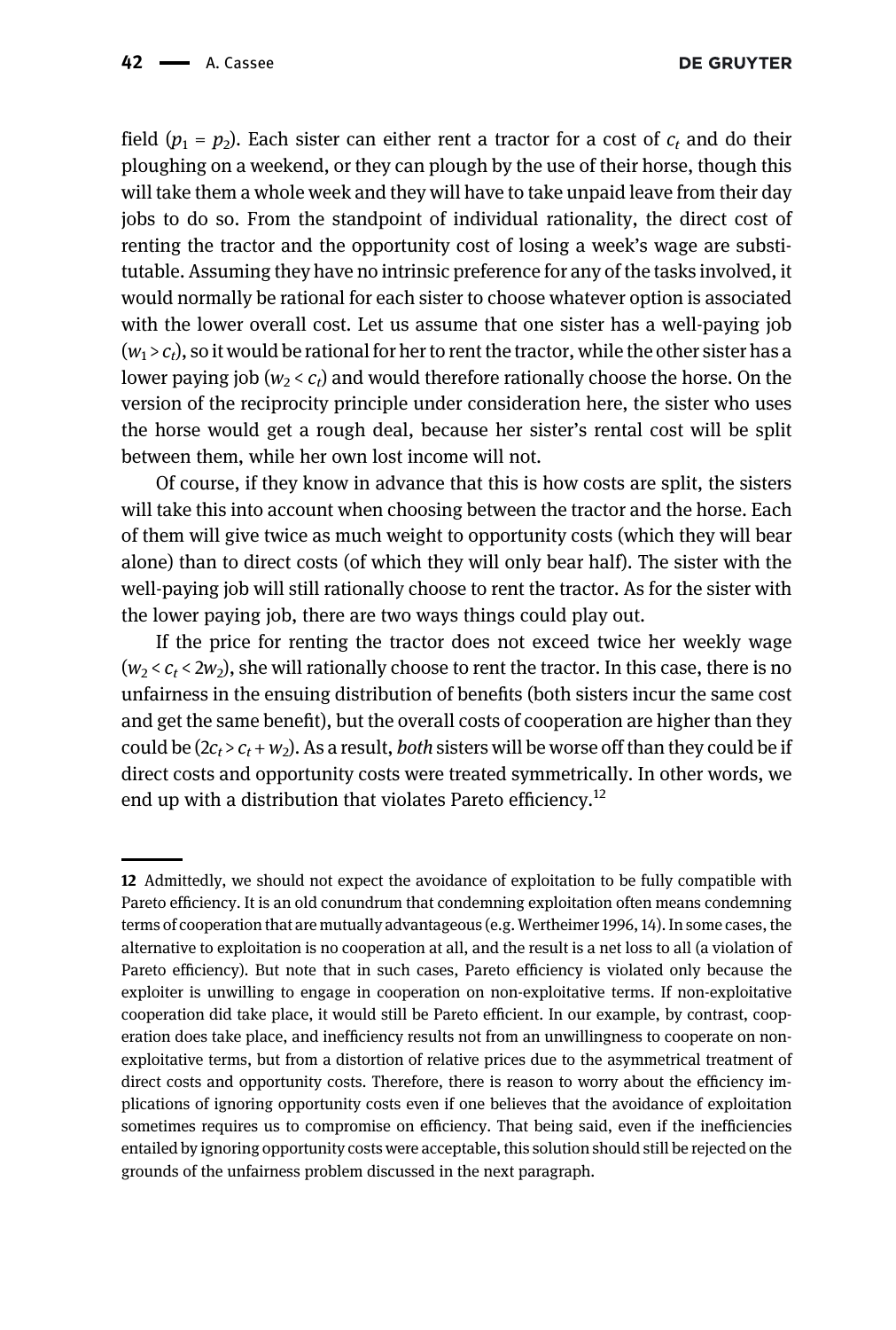field ($p_1 = p_2$). Each sister can either rent a tractor for a cost of $c_t$ and do their ploughing on a weekend, or they can plough by the use of their horse, though this will take them a whole week and they will have to take unpaid leave from their day jobs to do so. From the standpoint of individual rationality, the direct cost of renting the tractor and the opportunity cost of losing a week's wage are substitutable. Assuming they have no intrinsic preference for any of the tasks involved, it would normally be rational for each sister to choose whatever option is associated with the lower overall cost. Let us assume that one sister has a well-paying job ($w_1 > c_t$), so it would be rational for her to rent the tractor, while the other sister has a lower paying job ($w_2 < c_t$) and would therefore rationally choose the horse. On the version of the reciprocity principle under consideration here, the sister who uses the horse would get a rough deal, because her sister's rental cost will be split between them, while her own lost income will not.

Of course, if they know in advance that this is how costs are split, the sisters will take this into account when choosing between the tractor and the horse. Each of them will give twice as much weight to opportunity costs (which they will bear alone) than to direct costs (of which they will only bear half). The sister with the well-paying job will still rationally choose to rent the tractor. As for the sister with the lower paying job, there are two ways things could play out.

If the price for renting the tractor does not exceed twice her weekly wage ($w_2 < c_t < 2w_2$), she will rationally choose to rent the tractor. In this case, there is no unfairness in the ensuing distribution of benefits (both sisters incur the same cost and get the same benefit), but the overall costs of cooperation are higher than they could be ($2c_t > c_t + w_2$). As a result, *both* sisters will be worse off than they could be if direct costs and opportunity costs were treated symmetrically. In other words, we end up with a distribution that violates Pareto efficiency.[12]

---

[12] Admittedly, we should not expect the avoidance of exploitation to be fully compatible with Pareto efficiency. It is an old conundrum that condemning exploitation often means condemning terms of cooperation that are mutually advantageous (e.g. Wertheimer 1996, 14). In some cases, the alternative to exploitation is no cooperation at all, and the result is a net loss to all (a violation of Pareto efficiency). But note that in such cases, Pareto efficiency is violated only because the exploiter is unwilling to engage in cooperation on non-exploitative terms. If non-exploitative cooperation did take place, it would still be Pareto efficient. In our example, by contrast, cooperation does take place, and inefficiency results not from an unwillingness to cooperate on non-exploitative terms, but from a distortion of relative prices due to the asymmetrical treatment of direct costs and opportunity costs. Therefore, there is reason to worry about the efficiency implications of ignoring opportunity costs even if one believes that the avoidance of exploitation sometimes requires us to compromise on efficiency. That being said, even if the inefficiencies entailed by ignoring opportunity costs were acceptable, this solution should still be rejected on the grounds of the unfairness problem discussed in the next paragraph.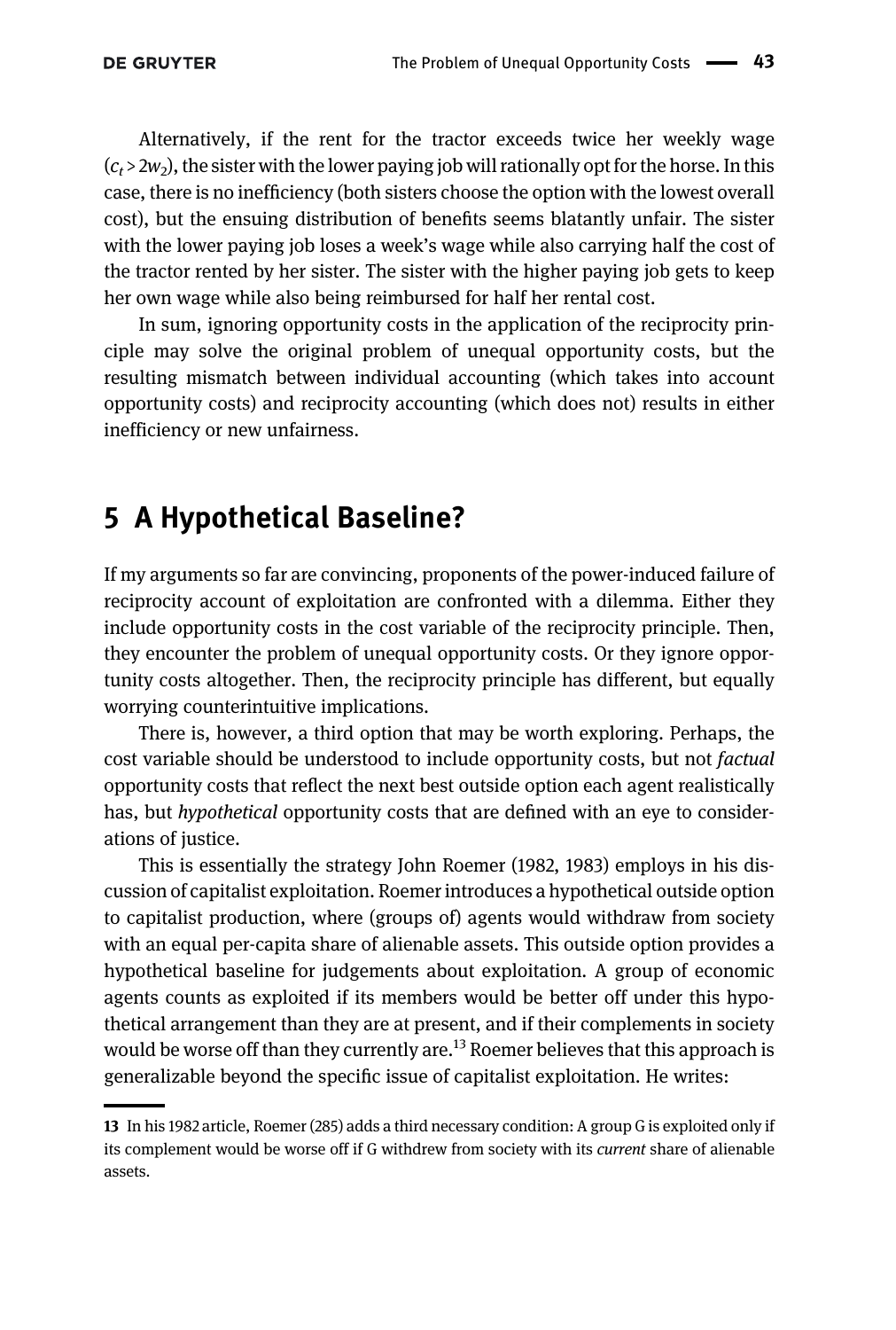Alternatively, if the rent for the tractor exceeds twice her weekly wage ($c_t > 2w_2$), the sister with the lower paying job will rationally opt for the horse. In this case, there is no inefficiency (both sisters choose the option with the lowest overall cost), but the ensuing distribution of benefits seems blatantly unfair. The sister with the lower paying job loses a week's wage while also carrying half the cost of the tractor rented by her sister. The sister with the higher paying job gets to keep her own wage while also being reimbursed for half her rental cost.

In sum, ignoring opportunity costs in the application of the reciprocity principle may solve the original problem of unequal opportunity costs, but the resulting mismatch between individual accounting (which takes into account opportunity costs) and reciprocity accounting (which does not) results in either inefficiency or new unfairness.

## 5 A Hypothetical Baseline?

If my arguments so far are convincing, proponents of the power-induced failure of reciprocity account of exploitation are confronted with a dilemma. Either they include opportunity costs in the cost variable of the reciprocity principle. Then, they encounter the problem of unequal opportunity costs. Or they ignore opportunity costs altogether. Then, the reciprocity principle has different, but equally worrying counterintuitive implications.

There is, however, a third option that may be worth exploring. Perhaps, the cost variable should be understood to include opportunity costs, but not *factual* opportunity costs that reflect the next best outside option each agent realistically has, but *hypothetical* opportunity costs that are defined with an eye to considerations of justice.

This is essentially the strategy John Roemer (1982, 1983) employs in his discussion of capitalist exploitation. Roemer introduces a hypothetical outside option to capitalist production, where (groups of) agents would withdraw from society with an equal per-capita share of alienable assets. This outside option provides a hypothetical baseline for judgements about exploitation. A group of economic agents counts as exploited if its members would be better off under this hypothetical arrangement than they are at present, and if their complements in society would be worse off than they currently are.[13] Roemer believes that this approach is generalizable beyond the specific issue of capitalist exploitation. He writes:

---

**13** In his 1982 article, Roemer (285) adds a third necessary condition: A group G is exploited only if its complement would be worse off if G withdrew from society with its *current* share of alienable assets.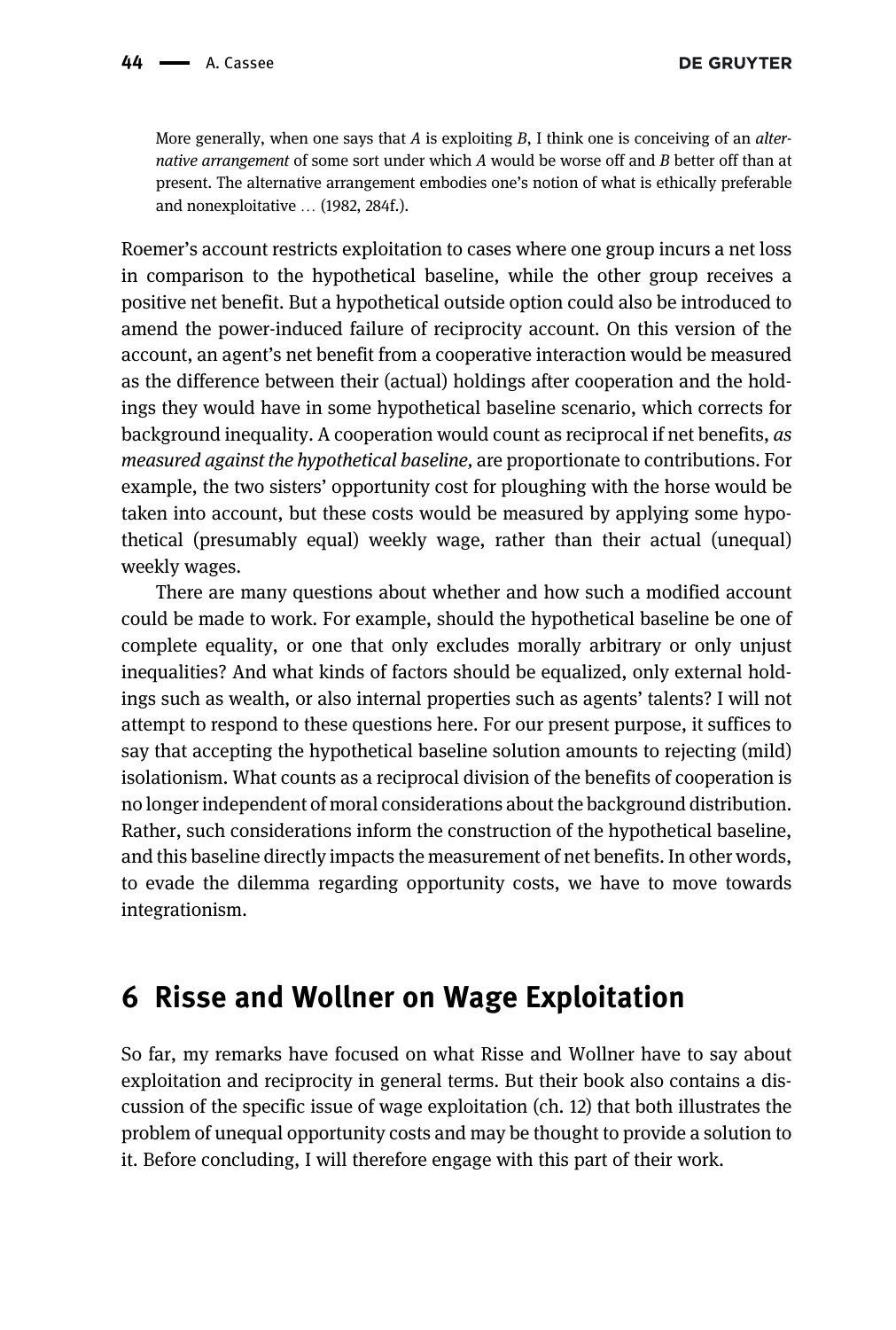> More generally, when one says that *A* is exploiting *B*, I think one is conceiving of an *alternative arrangement* of some sort under which *A* would be worse off and *B* better off than at present. The alternative arrangement embodies one's notion of what is ethically preferable and nonexploitative … (1982, 284f.).

Roemer's account restricts exploitation to cases where one group incurs a net loss in comparison to the hypothetical baseline, while the other group receives a positive net benefit. But a hypothetical outside option could also be introduced to amend the power-induced failure of reciprocity account. On this version of the account, an agent's net benefit from a cooperative interaction would be measured as the difference between their (actual) holdings after cooperation and the holdings they would have in some hypothetical baseline scenario, which corrects for background inequality. A cooperation would count as reciprocal if net benefits, *as measured against the hypothetical baseline,* are proportionate to contributions. For example, the two sisters' opportunity cost for ploughing with the horse would be taken into account, but these costs would be measured by applying some hypothetical (presumably equal) weekly wage, rather than their actual (unequal) weekly wages.

There are many questions about whether and how such a modified account could be made to work. For example, should the hypothetical baseline be one of complete equality, or one that only excludes morally arbitrary or only unjust inequalities? And what kinds of factors should be equalized, only external holdings such as wealth, or also internal properties such as agents' talents? I will not attempt to respond to these questions here. For our present purpose, it suffices to say that accepting the hypothetical baseline solution amounts to rejecting (mild) isolationism. What counts as a reciprocal division of the benefits of cooperation is no longer independent of moral considerations about the background distribution. Rather, such considerations inform the construction of the hypothetical baseline, and this baseline directly impacts the measurement of net benefits. In other words, to evade the dilemma regarding opportunity costs, we have to move towards integrationism.

## 6 Risse and Wollner on Wage Exploitation

So far, my remarks have focused on what Risse and Wollner have to say about exploitation and reciprocity in general terms. But their book also contains a discussion of the specific issue of wage exploitation (ch. 12) that both illustrates the problem of unequal opportunity costs and may be thought to provide a solution to it. Before concluding, I will therefore engage with this part of their work.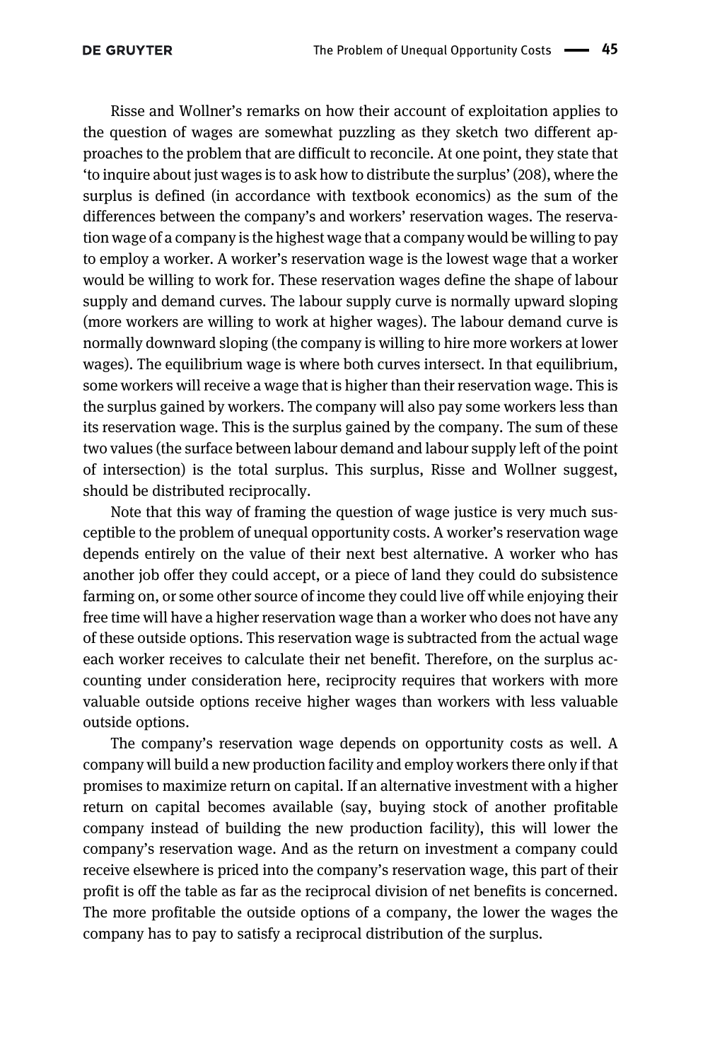Risse and Wollner's remarks on how their account of exploitation applies to the question of wages are somewhat puzzling as they sketch two different approaches to the problem that are difficult to reconcile. At one point, they state that 'to inquire about just wages is to ask how to distribute the surplus' (208), where the surplus is defined (in accordance with textbook economics) as the sum of the differences between the company's and workers' reservation wages. The reservation wage of a company is the highest wage that a company would be willing to pay to employ a worker. A worker's reservation wage is the lowest wage that a worker would be willing to work for. These reservation wages define the shape of labour supply and demand curves. The labour supply curve is normally upward sloping (more workers are willing to work at higher wages). The labour demand curve is normally downward sloping (the company is willing to hire more workers at lower wages). The equilibrium wage is where both curves intersect. In that equilibrium, some workers will receive a wage that is higher than their reservation wage. This is the surplus gained by workers. The company will also pay some workers less than its reservation wage. This is the surplus gained by the company. The sum of these two values (the surface between labour demand and labour supply left of the point of intersection) is the total surplus. This surplus, Risse and Wollner suggest, should be distributed reciprocally.

Note that this way of framing the question of wage justice is very much susceptible to the problem of unequal opportunity costs. A worker's reservation wage depends entirely on the value of their next best alternative. A worker who has another job offer they could accept, or a piece of land they could do subsistence farming on, or some other source of income they could live off while enjoying their free time will have a higher reservation wage than a worker who does not have any of these outside options. This reservation wage is subtracted from the actual wage each worker receives to calculate their net benefit. Therefore, on the surplus accounting under consideration here, reciprocity requires that workers with more valuable outside options receive higher wages than workers with less valuable outside options.

The company's reservation wage depends on opportunity costs as well. A company will build a new production facility and employ workers there only if that promises to maximize return on capital. If an alternative investment with a higher return on capital becomes available (say, buying stock of another profitable company instead of building the new production facility), this will lower the company's reservation wage. And as the return on investment a company could receive elsewhere is priced into the company's reservation wage, this part of their profit is off the table as far as the reciprocal division of net benefits is concerned. The more profitable the outside options of a company, the lower the wages the company has to pay to satisfy a reciprocal distribution of the surplus.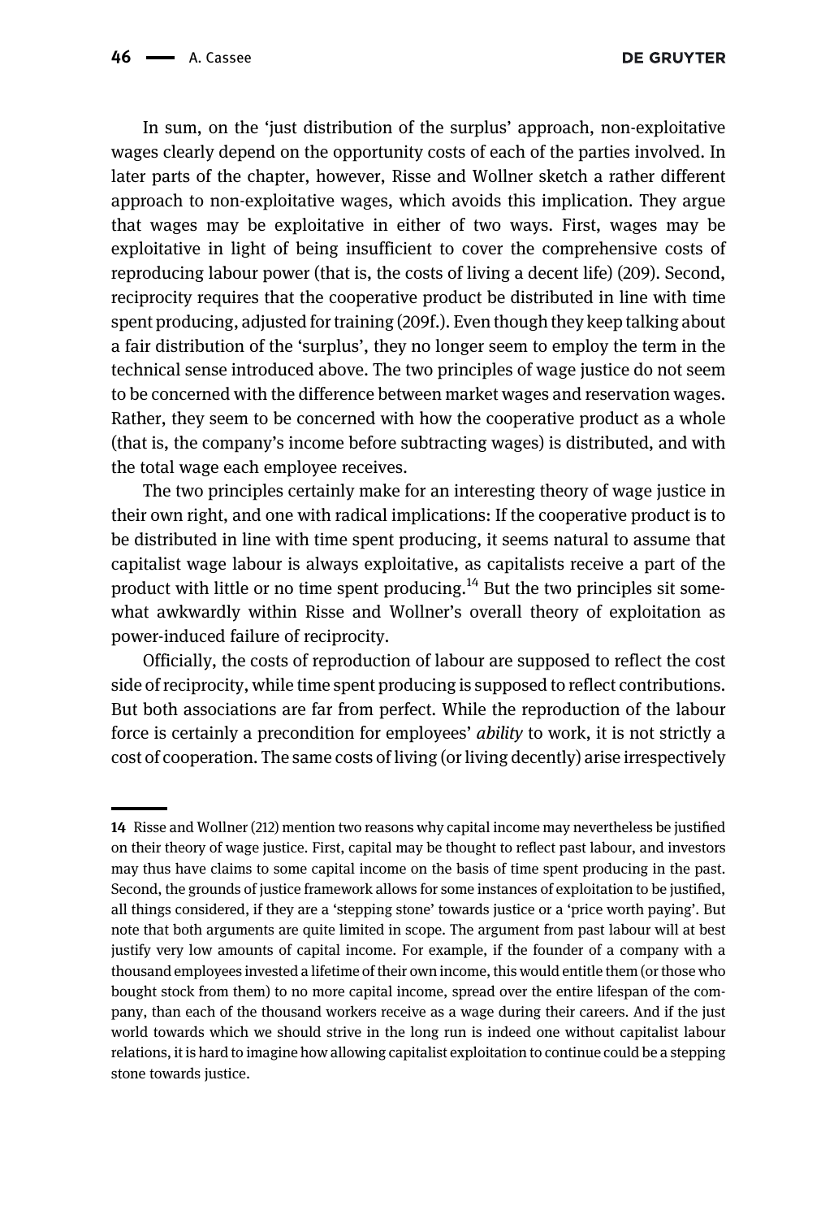In sum, on the 'just distribution of the surplus' approach, non-exploitative wages clearly depend on the opportunity costs of each of the parties involved. In later parts of the chapter, however, Risse and Wollner sketch a rather different approach to non-exploitative wages, which avoids this implication. They argue that wages may be exploitative in either of two ways. First, wages may be exploitative in light of being insufficient to cover the comprehensive costs of reproducing labour power (that is, the costs of living a decent life) (209). Second, reciprocity requires that the cooperative product be distributed in line with time spent producing, adjusted for training (209f.). Even though they keep talking about a fair distribution of the 'surplus', they no longer seem to employ the term in the technical sense introduced above. The two principles of wage justice do not seem to be concerned with the difference between market wages and reservation wages. Rather, they seem to be concerned with how the cooperative product as a whole (that is, the company's income before subtracting wages) is distributed, and with the total wage each employee receives.

The two principles certainly make for an interesting theory of wage justice in their own right, and one with radical implications: If the cooperative product is to be distributed in line with time spent producing, it seems natural to assume that capitalist wage labour is always exploitative, as capitalists receive a part of the product with little or no time spent producing.[14] But the two principles sit somewhat awkwardly within Risse and Wollner's overall theory of exploitation as power-induced failure of reciprocity.

Officially, the costs of reproduction of labour are supposed to reflect the cost side of reciprocity, while time spent producing is supposed to reflect contributions. But both associations are far from perfect. While the reproduction of the labour force is certainly a precondition for employees' *ability* to work, it is not strictly a cost of cooperation. The same costs of living (or living decently) arise irrespectively

---

14 Risse and Wollner (212) mention two reasons why capital income may nevertheless be justified on their theory of wage justice. First, capital may be thought to reflect past labour, and investors may thus have claims to some capital income on the basis of time spent producing in the past. Second, the grounds of justice framework allows for some instances of exploitation to be justified, all things considered, if they are a 'stepping stone' towards justice or a 'price worth paying'. But note that both arguments are quite limited in scope. The argument from past labour will at best justify very low amounts of capital income. For example, if the founder of a company with a thousand employees invested a lifetime of their own income, this would entitle them (or those who bought stock from them) to no more capital income, spread over the entire lifespan of the company, than each of the thousand workers receive as a wage during their careers. And if the just world towards which we should strive in the long run is indeed one without capitalist labour relations, it is hard to imagine how allowing capitalist exploitation to continue could be a stepping stone towards justice.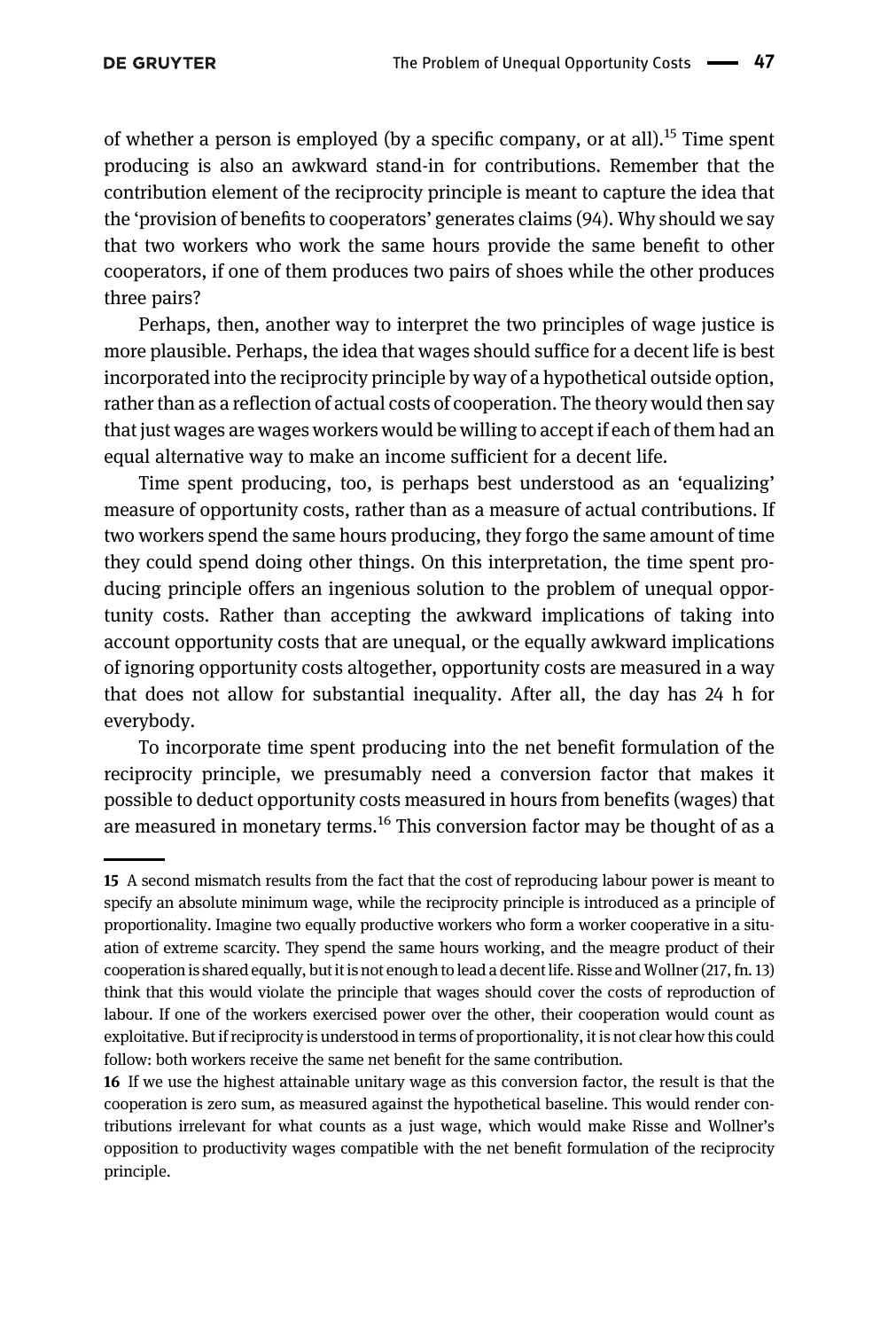of whether a person is employed (by a specific company, or at all).[15] Time spent producing is also an awkward stand-in for contributions. Remember that the contribution element of the reciprocity principle is meant to capture the idea that the 'provision of benefits to cooperators' generates claims (94). Why should we say that two workers who work the same hours provide the same benefit to other cooperators, if one of them produces two pairs of shoes while the other produces three pairs?

Perhaps, then, another way to interpret the two principles of wage justice is more plausible. Perhaps, the idea that wages should suffice for a decent life is best incorporated into the reciprocity principle by way of a hypothetical outside option, rather than as a reflection of actual costs of cooperation. The theory would then say that just wages are wages workers would be willing to accept if each of them had an equal alternative way to make an income sufficient for a decent life.

Time spent producing, too, is perhaps best understood as an 'equalizing' measure of opportunity costs, rather than as a measure of actual contributions. If two workers spend the same hours producing, they forgo the same amount of time they could spend doing other things. On this interpretation, the time spent producing principle offers an ingenious solution to the problem of unequal opportunity costs. Rather than accepting the awkward implications of taking into account opportunity costs that are unequal, or the equally awkward implications of ignoring opportunity costs altogether, opportunity costs are measured in a way that does not allow for substantial inequality. After all, the day has 24 h for everybody.

To incorporate time spent producing into the net benefit formulation of the reciprocity principle, we presumably need a conversion factor that makes it possible to deduct opportunity costs measured in hours from benefits (wages) that are measured in monetary terms.[16] This conversion factor may be thought of as a

---

15 A second mismatch results from the fact that the cost of reproducing labour power is meant to specify an absolute minimum wage, while the reciprocity principle is introduced as a principle of proportionality. Imagine two equally productive workers who form a worker cooperative in a situation of extreme scarcity. They spend the same hours working, and the meagre product of their cooperation is shared equally, but it is not enough to lead a decent life. Risse and Wollner (217, fn. 13) think that this would violate the principle that wages should cover the costs of reproduction of labour. If one of the workers exercised power over the other, their cooperation would count as exploitative. But if reciprocity is understood in terms of proportionality, it is not clear how this could follow: both workers receive the same net benefit for the same contribution.

16 If we use the highest attainable unitary wage as this conversion factor, the result is that the cooperation is zero sum, as measured against the hypothetical baseline. This would render contributions irrelevant for what counts as a just wage, which would make Risse and Wollner's opposition to productivity wages compatible with the net benefit formulation of the reciprocity principle.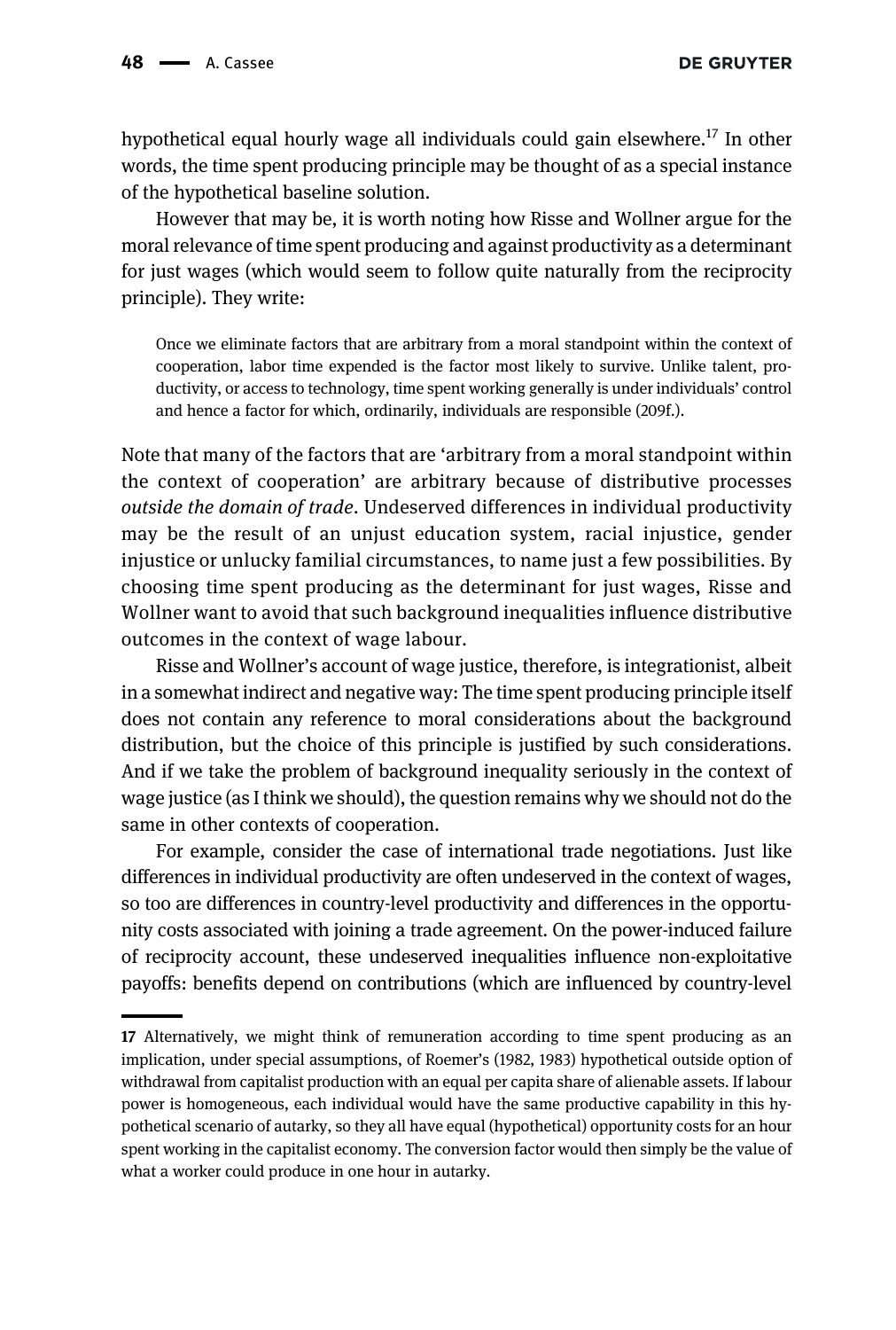hypothetical equal hourly wage all individuals could gain elsewhere.[17] In other words, the time spent producing principle may be thought of as a special instance of the hypothetical baseline solution.

However that may be, it is worth noting how Risse and Wollner argue for the moral relevance of time spent producing and against productivity as a determinant for just wages (which would seem to follow quite naturally from the reciprocity principle). They write:

> Once we eliminate factors that are arbitrary from a moral standpoint within the context of cooperation, labor time expended is the factor most likely to survive. Unlike talent, productivity, or access to technology, time spent working generally is under individuals' control and hence a factor for which, ordinarily, individuals are responsible (209f.).

Note that many of the factors that are 'arbitrary from a moral standpoint within the context of cooperation' are arbitrary because of distributive processes *outside the domain of trade*. Undeserved differences in individual productivity may be the result of an unjust education system, racial injustice, gender injustice or unlucky familial circumstances, to name just a few possibilities. By choosing time spent producing as the determinant for just wages, Risse and Wollner want to avoid that such background inequalities influence distributive outcomes in the context of wage labour.

Risse and Wollner's account of wage justice, therefore, is integrationist, albeit in a somewhat indirect and negative way: The time spent producing principle itself does not contain any reference to moral considerations about the background distribution, but the choice of this principle is justified by such considerations. And if we take the problem of background inequality seriously in the context of wage justice (as I think we should), the question remains why we should not do the same in other contexts of cooperation.

For example, consider the case of international trade negotiations. Just like differences in individual productivity are often undeserved in the context of wages, so too are differences in country-level productivity and differences in the opportunity costs associated with joining a trade agreement. On the power-induced failure of reciprocity account, these undeserved inequalities influence non-exploitative payoffs: benefits depend on contributions (which are influenced by country-level

---

[17] Alternatively, we might think of remuneration according to time spent producing as an implication, under special assumptions, of Roemer's (1982, 1983) hypothetical outside option of withdrawal from capitalist production with an equal per capita share of alienable assets. If labour power is homogeneous, each individual would have the same productive capability in this hypothetical scenario of autarky, so they all have equal (hypothetical) opportunity costs for an hour spent working in the capitalist economy. The conversion factor would then simply be the value of what a worker could produce in one hour in autarky.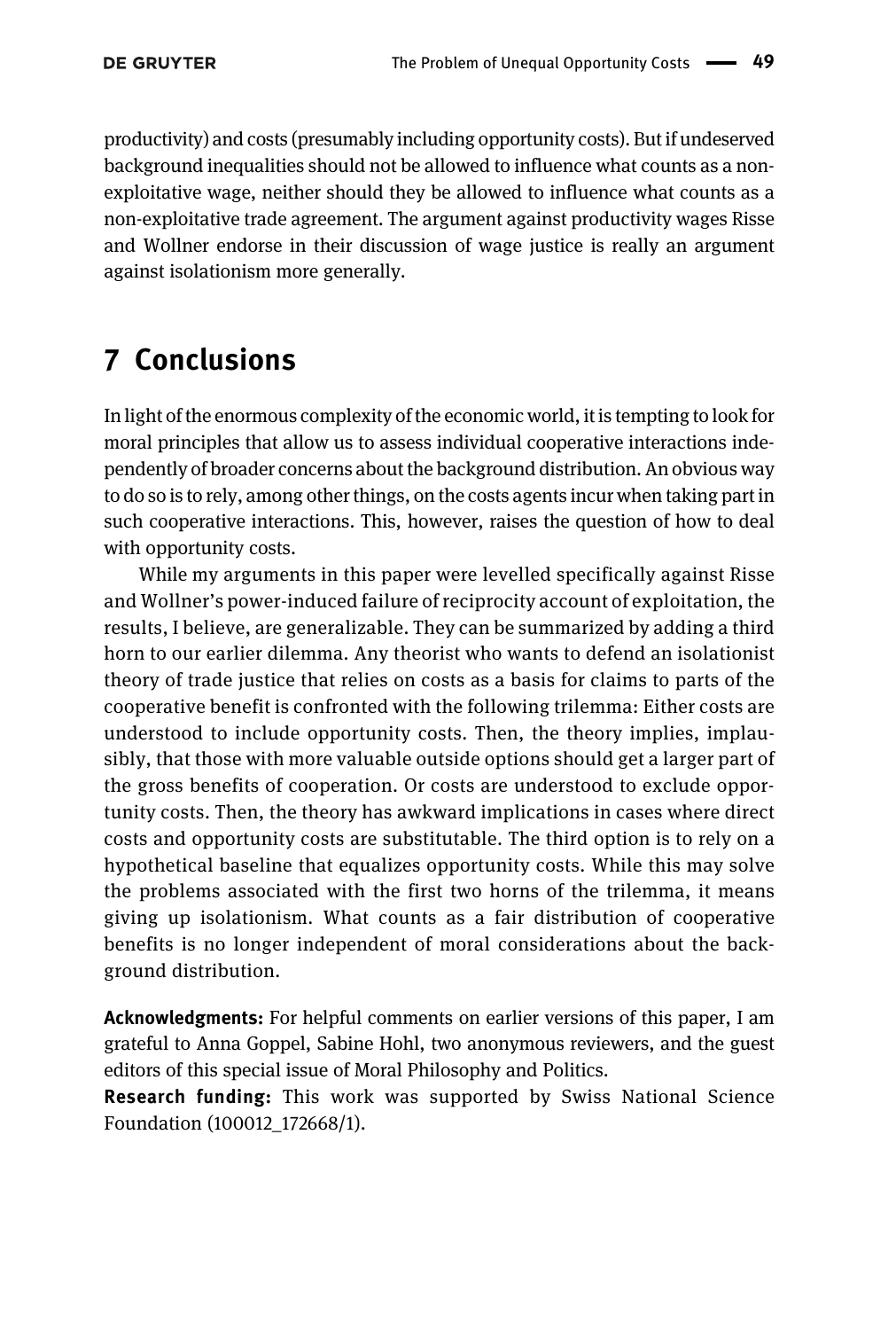productivity) and costs (presumably including opportunity costs). But if undeserved background inequalities should not be allowed to influence what counts as a non-exploitative wage, neither should they be allowed to influence what counts as a non-exploitative trade agreement. The argument against productivity wages Risse and Wollner endorse in their discussion of wage justice is really an argument against isolationism more generally.

## 7 Conclusions

In light of the enormous complexity of the economic world, it is tempting to look for moral principles that allow us to assess individual cooperative interactions independently of broader concerns about the background distribution. An obvious way to do so is to rely, among other things, on the costs agents incur when taking part in such cooperative interactions. This, however, raises the question of how to deal with opportunity costs.

While my arguments in this paper were levelled specifically against Risse and Wollner's power-induced failure of reciprocity account of exploitation, the results, I believe, are generalizable. They can be summarized by adding a third horn to our earlier dilemma. Any theorist who wants to defend an isolationist theory of trade justice that relies on costs as a basis for claims to parts of the cooperative benefit is confronted with the following trilemma: Either costs are understood to include opportunity costs. Then, the theory implies, implausibly, that those with more valuable outside options should get a larger part of the gross benefits of cooperation. Or costs are understood to exclude opportunity costs. Then, the theory has awkward implications in cases where direct costs and opportunity costs are substitutable. The third option is to rely on a hypothetical baseline that equalizes opportunity costs. While this may solve the problems associated with the first two horns of the trilemma, it means giving up isolationism. What counts as a fair distribution of cooperative benefits is no longer independent of moral considerations about the background distribution.

**Acknowledgments:** For helpful comments on earlier versions of this paper, I am grateful to Anna Goppel, Sabine Hohl, two anonymous reviewers, and the guest editors of this special issue of Moral Philosophy and Politics.

**Research funding:** This work was supported by Swiss National Science Foundation (100012_172668/1).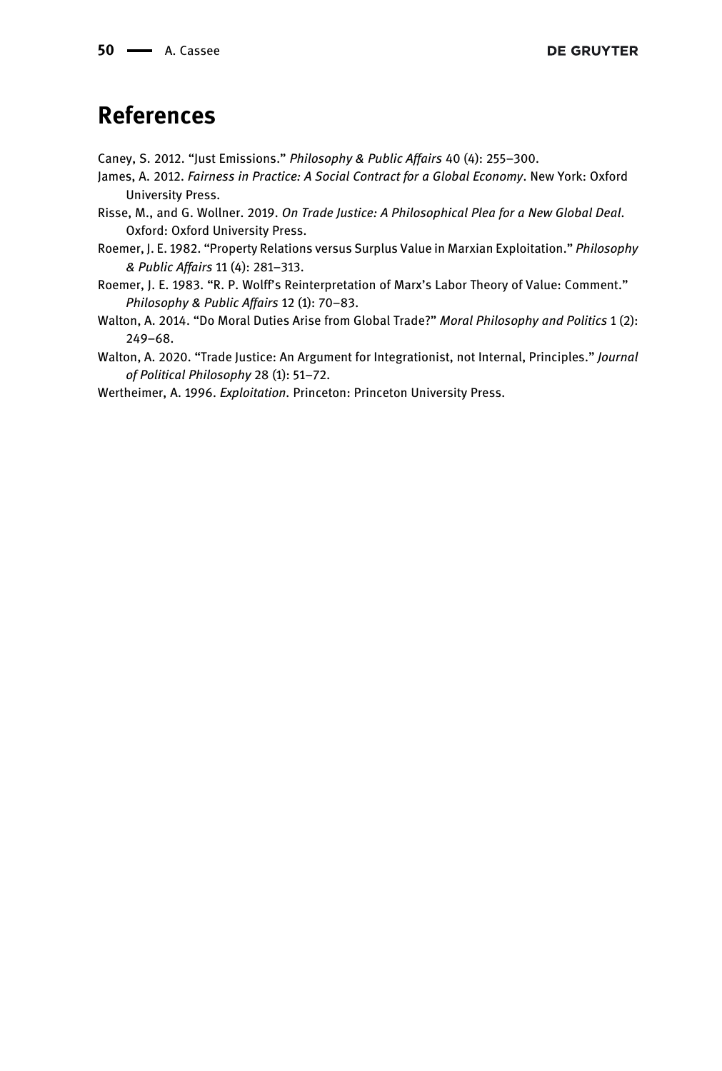# References

Caney, S. 2012. "Just Emissions." *Philosophy & Public Affairs* 40 (4): 255–300.

James, A. 2012. *Fairness in Practice: A Social Contract for a Global Economy*. New York: Oxford University Press.

Risse, M., and G. Wollner. 2019. *On Trade Justice: A Philosophical Plea for a New Global Deal*. Oxford: Oxford University Press.

Roemer, J. E. 1982. "Property Relations versus Surplus Value in Marxian Exploitation." *Philosophy & Public Affairs* 11 (4): 281–313.

Roemer, J. E. 1983. "R. P. Wolff's Reinterpretation of Marx's Labor Theory of Value: Comment." *Philosophy & Public Affairs* 12 (1): 70–83.

Walton, A. 2014. "Do Moral Duties Arise from Global Trade?" *Moral Philosophy and Politics* 1 (2): 249–68.

Walton, A. 2020. "Trade Justice: An Argument for Integrationist, not Internal, Principles." *Journal of Political Philosophy* 28 (1): 51–72.

Wertheimer, A. 1996. *Exploitation*. Princeton: Princeton University Press.